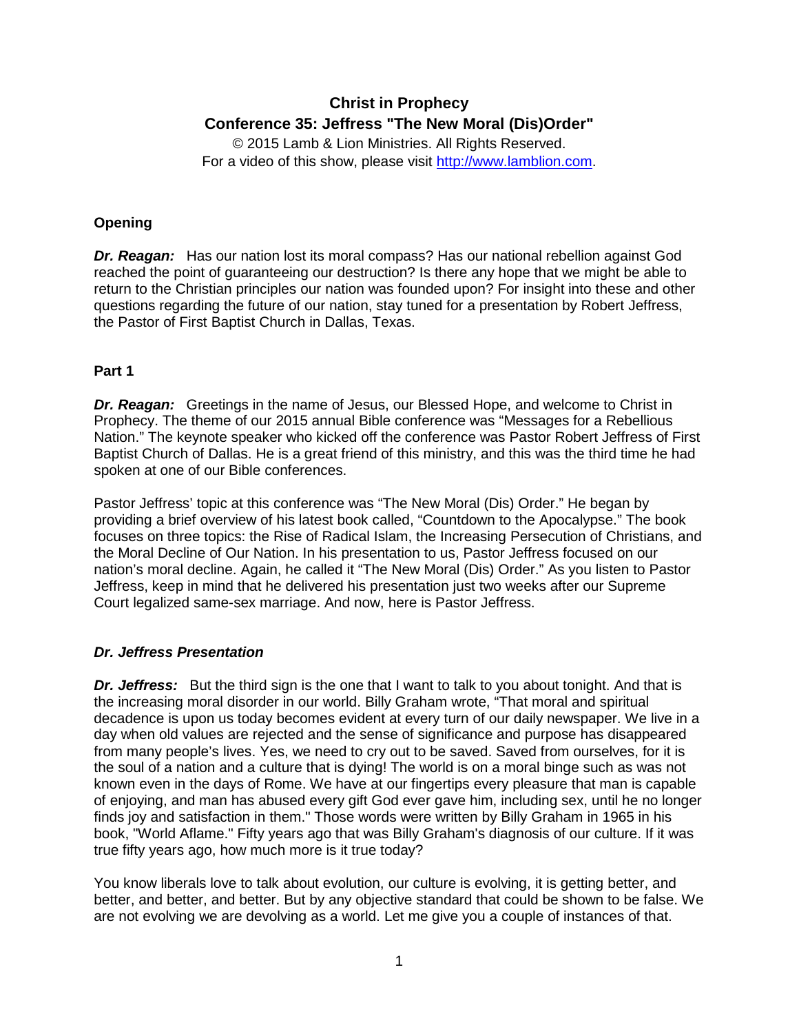# Christ in Prophecy

## Conference 35: Jeffress "The New Moral (Dis)Order"

© 2015 Lamb & Lion Ministries. All Rights Reserved.
For a video of this show, please visit http://www.lamblion.com.

### Opening

***Dr. Reagan:*** Has our nation lost its moral compass? Has our national rebellion against God reached the point of guaranteeing our destruction? Is there any hope that we might be able to return to the Christian principles our nation was founded upon? For insight into these and other questions regarding the future of our nation, stay tuned for a presentation by Robert Jeffress, the Pastor of First Baptist Church in Dallas, Texas.

### Part 1

***Dr. Reagan:*** Greetings in the name of Jesus, our Blessed Hope, and welcome to Christ in Prophecy. The theme of our 2015 annual Bible conference was "Messages for a Rebellious Nation." The keynote speaker who kicked off the conference was Pastor Robert Jeffress of First Baptist Church of Dallas. He is a great friend of this ministry, and this was the third time he had spoken at one of our Bible conferences.

Pastor Jeffress' topic at this conference was "The New Moral (Dis) Order." He began by providing a brief overview of his latest book called, "Countdown to the Apocalypse." The book focuses on three topics: the Rise of Radical Islam, the Increasing Persecution of Christians, and the Moral Decline of Our Nation. In his presentation to us, Pastor Jeffress focused on our nation's moral decline. Again, he called it "The New Moral (Dis) Order." As you listen to Pastor Jeffress, keep in mind that he delivered his presentation just two weeks after our Supreme Court legalized same-sex marriage. And now, here is Pastor Jeffress.

### *Dr. Jeffress Presentation*

***Dr. Jeffress:*** But the third sign is the one that I want to talk to you about tonight. And that is the increasing moral disorder in our world. Billy Graham wrote, "That moral and spiritual decadence is upon us today becomes evident at every turn of our daily newspaper. We live in a day when old values are rejected and the sense of significance and purpose has disappeared from many people's lives. Yes, we need to cry out to be saved. Saved from ourselves, for it is the soul of a nation and a culture that is dying! The world is on a moral binge such as was not known even in the days of Rome. We have at our fingertips every pleasure that man is capable of enjoying, and man has abused every gift God ever gave him, including sex, until he no longer finds joy and satisfaction in them." Those words were written by Billy Graham in 1965 in his book, "World Aflame." Fifty years ago that was Billy Graham's diagnosis of our culture. If it was true fifty years ago, how much more is it true today?

You know liberals love to talk about evolution, our culture is evolving, it is getting better, and better, and better, and better. But by any objective standard that could be shown to be false. We are not evolving we are devolving as a world. Let me give you a couple of instances of that.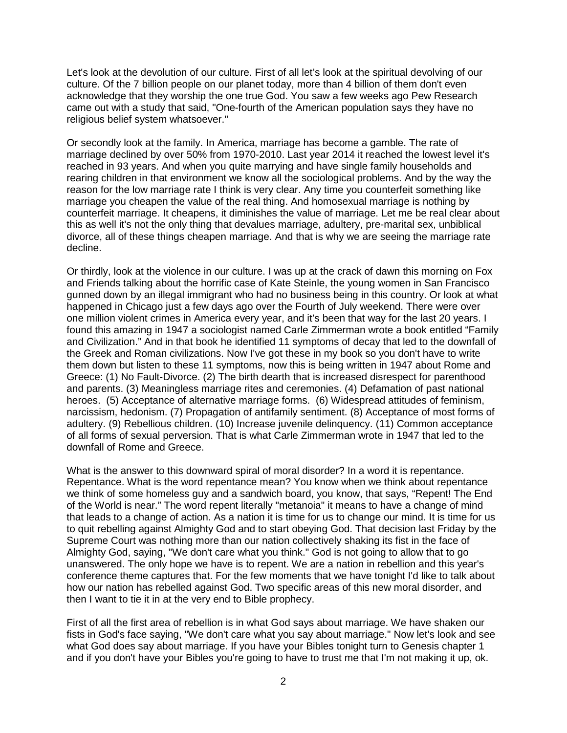Let's look at the devolution of our culture. First of all let's look at the spiritual devolving of our culture. Of the 7 billion people on our planet today, more than 4 billion of them don't even acknowledge that they worship the one true God. You saw a few weeks ago Pew Research came out with a study that said, "One-fourth of the American population says they have no religious belief system whatsoever."

Or secondly look at the family. In America, marriage has become a gamble. The rate of marriage declined by over 50% from 1970-2010. Last year 2014 it reached the lowest level it's reached in 93 years. And when you quite marrying and have single family households and rearing children in that environment we know all the sociological problems. And by the way the reason for the low marriage rate I think is very clear. Any time you counterfeit something like marriage you cheapen the value of the real thing. And homosexual marriage is nothing by counterfeit marriage. It cheapens, it diminishes the value of marriage. Let me be real clear about this as well it's not the only thing that devalues marriage, adultery, pre-marital sex, unbiblical divorce, all of these things cheapen marriage. And that is why we are seeing the marriage rate decline.

Or thirdly, look at the violence in our culture. I was up at the crack of dawn this morning on Fox and Friends talking about the horrific case of Kate Steinle, the young women in San Francisco gunned down by an illegal immigrant who had no business being in this country. Or look at what happened in Chicago just a few days ago over the Fourth of July weekend. There were over one million violent crimes in America every year, and it's been that way for the last 20 years. I found this amazing in 1947 a sociologist named Carle Zimmerman wrote a book entitled "Family and Civilization." And in that book he identified 11 symptoms of decay that led to the downfall of the Greek and Roman civilizations. Now I've got these in my book so you don't have to write them down but listen to these 11 symptoms, now this is being written in 1947 about Rome and Greece: (1) No Fault-Divorce. (2) The birth dearth that is increased disrespect for parenthood and parents. (3) Meaningless marriage rites and ceremonies. (4) Defamation of past national heroes. (5) Acceptance of alternative marriage forms. (6) Widespread attitudes of feminism, narcissism, hedonism. (7) Propagation of antifamily sentiment. (8) Acceptance of most forms of adultery. (9) Rebellious children. (10) Increase juvenile delinquency. (11) Common acceptance of all forms of sexual perversion. That is what Carle Zimmerman wrote in 1947 that led to the downfall of Rome and Greece.

What is the answer to this downward spiral of moral disorder? In a word it is repentance. Repentance. What is the word repentance mean? You know when we think about repentance we think of some homeless guy and a sandwich board, you know, that says, "Repent! The End of the World is near." The word repent literally "metanoia" it means to have a change of mind that leads to a change of action. As a nation it is time for us to change our mind. It is time for us to quit rebelling against Almighty God and to start obeying God. That decision last Friday by the Supreme Court was nothing more than our nation collectively shaking its fist in the face of Almighty God, saying, "We don't care what you think." God is not going to allow that to go unanswered. The only hope we have is to repent. We are a nation in rebellion and this year's conference theme captures that. For the few moments that we have tonight I'd like to talk about how our nation has rebelled against God. Two specific areas of this new moral disorder, and then I want to tie it in at the very end to Bible prophecy.

First of all the first area of rebellion is in what God says about marriage. We have shaken our fists in God's face saying, "We don't care what you say about marriage." Now let's look and see what God does say about marriage. If you have your Bibles tonight turn to Genesis chapter 1 and if you don't have your Bibles you're going to have to trust me that I'm not making it up, ok.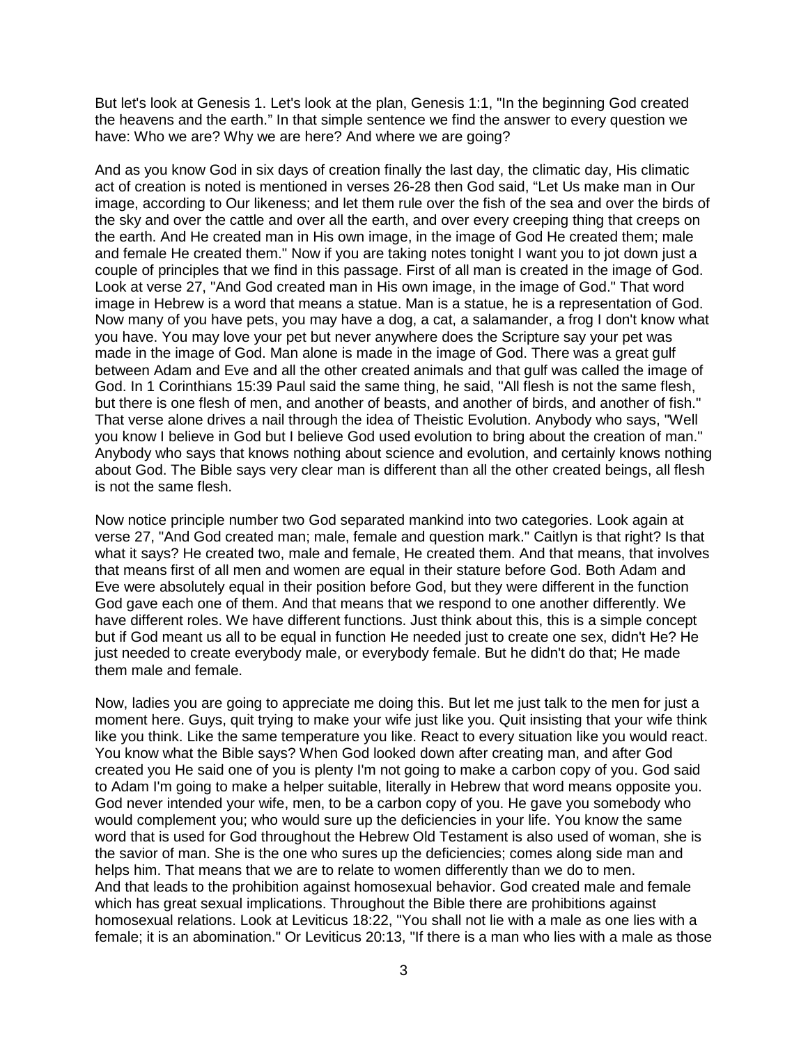But let's look at Genesis 1. Let's look at the plan, Genesis 1:1, "In the beginning God created the heavens and the earth." In that simple sentence we find the answer to every question we have: Who we are? Why we are here? And where we are going?

And as you know God in six days of creation finally the last day, the climatic day, His climatic act of creation is noted is mentioned in verses 26-28 then God said, "Let Us make man in Our image, according to Our likeness; and let them rule over the fish of the sea and over the birds of the sky and over the cattle and over all the earth, and over every creeping thing that creeps on the earth. And He created man in His own image, in the image of God He created them; male and female He created them." Now if you are taking notes tonight I want you to jot down just a couple of principles that we find in this passage. First of all man is created in the image of God. Look at verse 27, "And God created man in His own image, in the image of God." That word image in Hebrew is a word that means a statue. Man is a statue, he is a representation of God. Now many of you have pets, you may have a dog, a cat, a salamander, a frog I don't know what you have. You may love your pet but never anywhere does the Scripture say your pet was made in the image of God. Man alone is made in the image of God. There was a great gulf between Adam and Eve and all the other created animals and that gulf was called the image of God. In 1 Corinthians 15:39 Paul said the same thing, he said, "All flesh is not the same flesh, but there is one flesh of men, and another of beasts, and another of birds, and another of fish." That verse alone drives a nail through the idea of Theistic Evolution. Anybody who says, "Well you know I believe in God but I believe God used evolution to bring about the creation of man." Anybody who says that knows nothing about science and evolution, and certainly knows nothing about God. The Bible says very clear man is different than all the other created beings, all flesh is not the same flesh.

Now notice principle number two God separated mankind into two categories. Look again at verse 27, "And God created man; male, female and question mark." Caitlyn is that right? Is that what it says? He created two, male and female, He created them. And that means, that involves that means first of all men and women are equal in their stature before God. Both Adam and Eve were absolutely equal in their position before God, but they were different in the function God gave each one of them. And that means that we respond to one another differently. We have different roles. We have different functions. Just think about this, this is a simple concept but if God meant us all to be equal in function He needed just to create one sex, didn't He? He just needed to create everybody male, or everybody female. But he didn't do that; He made them male and female.

Now, ladies you are going to appreciate me doing this. But let me just talk to the men for just a moment here. Guys, quit trying to make your wife just like you. Quit insisting that your wife think like you think. Like the same temperature you like. React to every situation like you would react. You know what the Bible says? When God looked down after creating man, and after God created you He said one of you is plenty I'm not going to make a carbon copy of you. God said to Adam I'm going to make a helper suitable, literally in Hebrew that word means opposite you. God never intended your wife, men, to be a carbon copy of you. He gave you somebody who would complement you; who would sure up the deficiencies in your life. You know the same word that is used for God throughout the Hebrew Old Testament is also used of woman, she is the savior of man. She is the one who sures up the deficiencies; comes along side man and helps him. That means that we are to relate to women differently than we do to men.
And that leads to the prohibition against homosexual behavior. God created male and female which has great sexual implications. Throughout the Bible there are prohibitions against homosexual relations. Look at Leviticus 18:22, "You shall not lie with a male as one lies with a female; it is an abomination." Or Leviticus 20:13, "If there is a man who lies with a male as those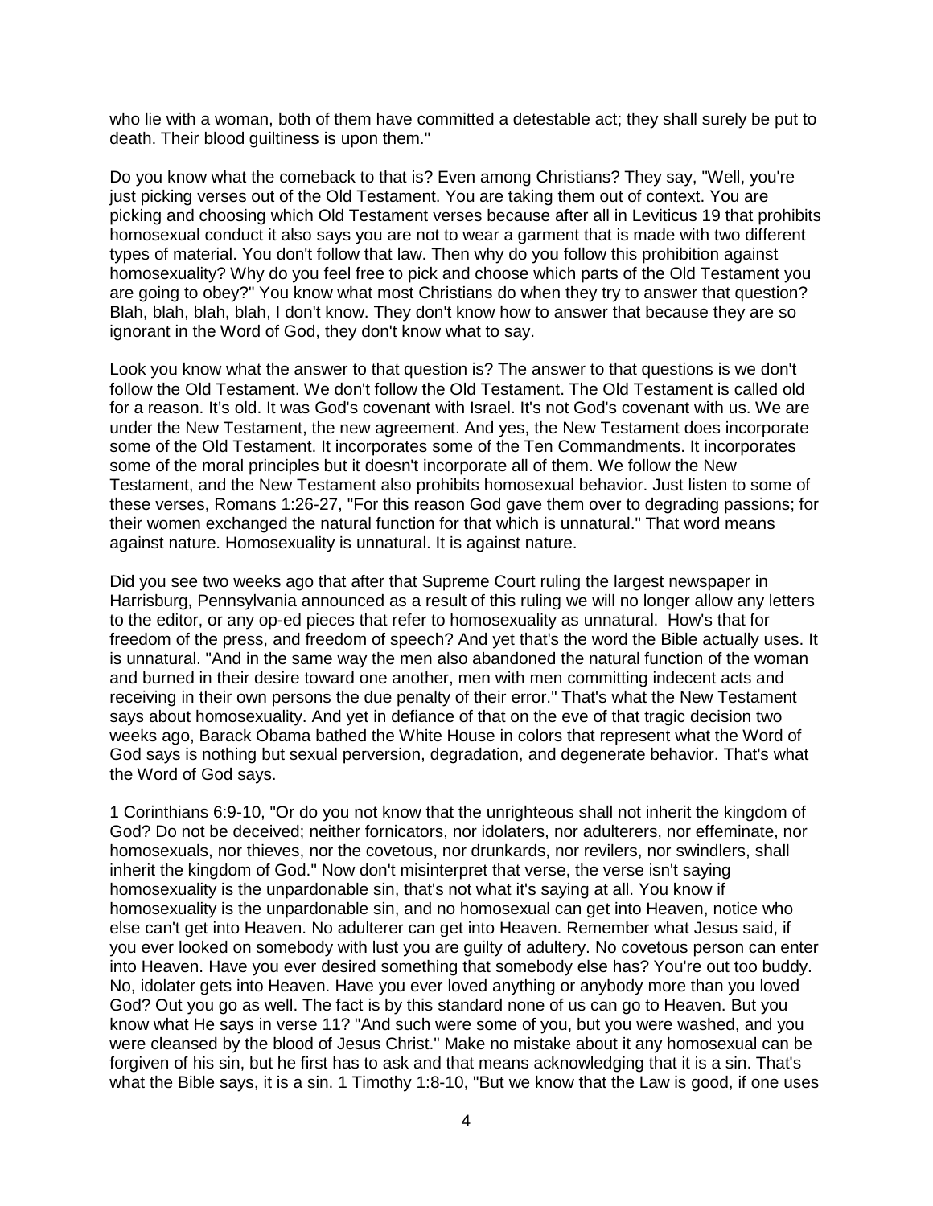who lie with a woman, both of them have committed a detestable act; they shall surely be put to death. Their blood guiltiness is upon them."

Do you know what the comeback to that is? Even among Christians? They say, "Well, you're just picking verses out of the Old Testament. You are taking them out of context. You are picking and choosing which Old Testament verses because after all in Leviticus 19 that prohibits homosexual conduct it also says you are not to wear a garment that is made with two different types of material. You don't follow that law. Then why do you follow this prohibition against homosexuality? Why do you feel free to pick and choose which parts of the Old Testament you are going to obey?" You know what most Christians do when they try to answer that question? Blah, blah, blah, blah, I don't know. They don't know how to answer that because they are so ignorant in the Word of God, they don't know what to say.

Look you know what the answer to that question is? The answer to that questions is we don't follow the Old Testament. We don't follow the Old Testament. The Old Testament is called old for a reason. It's old. It was God's covenant with Israel. It's not God's covenant with us. We are under the New Testament, the new agreement. And yes, the New Testament does incorporate some of the Old Testament. It incorporates some of the Ten Commandments. It incorporates some of the moral principles but it doesn't incorporate all of them. We follow the New Testament, and the New Testament also prohibits homosexual behavior. Just listen to some of these verses, Romans 1:26-27, "For this reason God gave them over to degrading passions; for their women exchanged the natural function for that which is unnatural." That word means against nature. Homosexuality is unnatural. It is against nature.

Did you see two weeks ago that after that Supreme Court ruling the largest newspaper in Harrisburg, Pennsylvania announced as a result of this ruling we will no longer allow any letters to the editor, or any op-ed pieces that refer to homosexuality as unnatural. How's that for freedom of the press, and freedom of speech? And yet that's the word the Bible actually uses. It is unnatural. "And in the same way the men also abandoned the natural function of the woman and burned in their desire toward one another, men with men committing indecent acts and receiving in their own persons the due penalty of their error." That's what the New Testament says about homosexuality. And yet in defiance of that on the eve of that tragic decision two weeks ago, Barack Obama bathed the White House in colors that represent what the Word of God says is nothing but sexual perversion, degradation, and degenerate behavior. That's what the Word of God says.

1 Corinthians 6:9-10, "Or do you not know that the unrighteous shall not inherit the kingdom of God? Do not be deceived; neither fornicators, nor idolaters, nor adulterers, nor effeminate, nor homosexuals, nor thieves, nor the covetous, nor drunkards, nor revilers, nor swindlers, shall inherit the kingdom of God." Now don't misinterpret that verse, the verse isn't saying homosexuality is the unpardonable sin, that's not what it's saying at all. You know if homosexuality is the unpardonable sin, and no homosexual can get into Heaven, notice who else can't get into Heaven. No adulterer can get into Heaven. Remember what Jesus said, if you ever looked on somebody with lust you are guilty of adultery. No covetous person can enter into Heaven. Have you ever desired something that somebody else has? You're out too buddy. No, idolater gets into Heaven. Have you ever loved anything or anybody more than you loved God? Out you go as well. The fact is by this standard none of us can go to Heaven. But you know what He says in verse 11? "And such were some of you, but you were washed, and you were cleansed by the blood of Jesus Christ." Make no mistake about it any homosexual can be forgiven of his sin, but he first has to ask and that means acknowledging that it is a sin. That's what the Bible says, it is a sin. 1 Timothy 1:8-10, "But we know that the Law is good, if one uses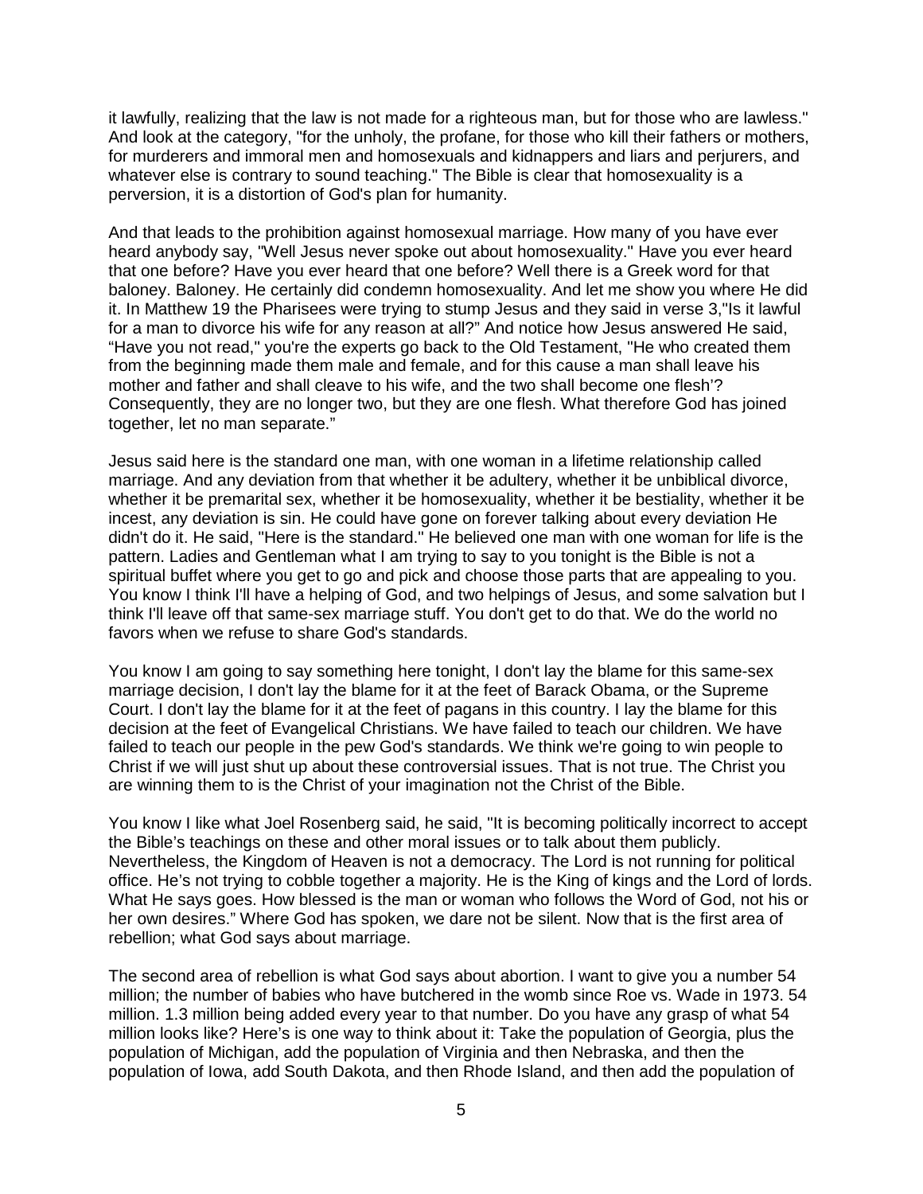it lawfully, realizing that the law is not made for a righteous man, but for those who are lawless." And look at the category, "for the unholy, the profane, for those who kill their fathers or mothers, for murderers and immoral men and homosexuals and kidnappers and liars and perjurers, and whatever else is contrary to sound teaching." The Bible is clear that homosexuality is a perversion, it is a distortion of God's plan for humanity.

And that leads to the prohibition against homosexual marriage. How many of you have ever heard anybody say, "Well Jesus never spoke out about homosexuality." Have you ever heard that one before? Have you ever heard that one before? Well there is a Greek word for that baloney. Baloney. He certainly did condemn homosexuality. And let me show you where He did it. In Matthew 19 the Pharisees were trying to stump Jesus and they said in verse 3,"Is it lawful for a man to divorce his wife for any reason at all?" And notice how Jesus answered He said, "Have you not read," you're the experts go back to the Old Testament, "He who created them from the beginning made them male and female, and for this cause a man shall leave his mother and father and shall cleave to his wife, and the two shall become one flesh'? Consequently, they are no longer two, but they are one flesh. What therefore God has joined together, let no man separate."

Jesus said here is the standard one man, with one woman in a lifetime relationship called marriage. And any deviation from that whether it be adultery, whether it be unbiblical divorce, whether it be premarital sex, whether it be homosexuality, whether it be bestiality, whether it be incest, any deviation is sin. He could have gone on forever talking about every deviation He didn't do it. He said, "Here is the standard." He believed one man with one woman for life is the pattern. Ladies and Gentleman what I am trying to say to you tonight is the Bible is not a spiritual buffet where you get to go and pick and choose those parts that are appealing to you. You know I think I'll have a helping of God, and two helpings of Jesus, and some salvation but I think I'll leave off that same-sex marriage stuff. You don't get to do that. We do the world no favors when we refuse to share God's standards.

You know I am going to say something here tonight, I don't lay the blame for this same-sex marriage decision, I don't lay the blame for it at the feet of Barack Obama, or the Supreme Court. I don't lay the blame for it at the feet of pagans in this country. I lay the blame for this decision at the feet of Evangelical Christians. We have failed to teach our children. We have failed to teach our people in the pew God's standards. We think we're going to win people to Christ if we will just shut up about these controversial issues. That is not true. The Christ you are winning them to is the Christ of your imagination not the Christ of the Bible.

You know I like what Joel Rosenberg said, he said, "It is becoming politically incorrect to accept the Bible's teachings on these and other moral issues or to talk about them publicly. Nevertheless, the Kingdom of Heaven is not a democracy. The Lord is not running for political office. He's not trying to cobble together a majority. He is the King of kings and the Lord of lords. What He says goes. How blessed is the man or woman who follows the Word of God, not his or her own desires." Where God has spoken, we dare not be silent. Now that is the first area of rebellion; what God says about marriage.

The second area of rebellion is what God says about abortion. I want to give you a number 54 million; the number of babies who have butchered in the womb since Roe vs. Wade in 1973. 54 million. 1.3 million being added every year to that number. Do you have any grasp of what 54 million looks like? Here's is one way to think about it: Take the population of Georgia, plus the population of Michigan, add the population of Virginia and then Nebraska, and then the population of Iowa, add South Dakota, and then Rhode Island, and then add the population of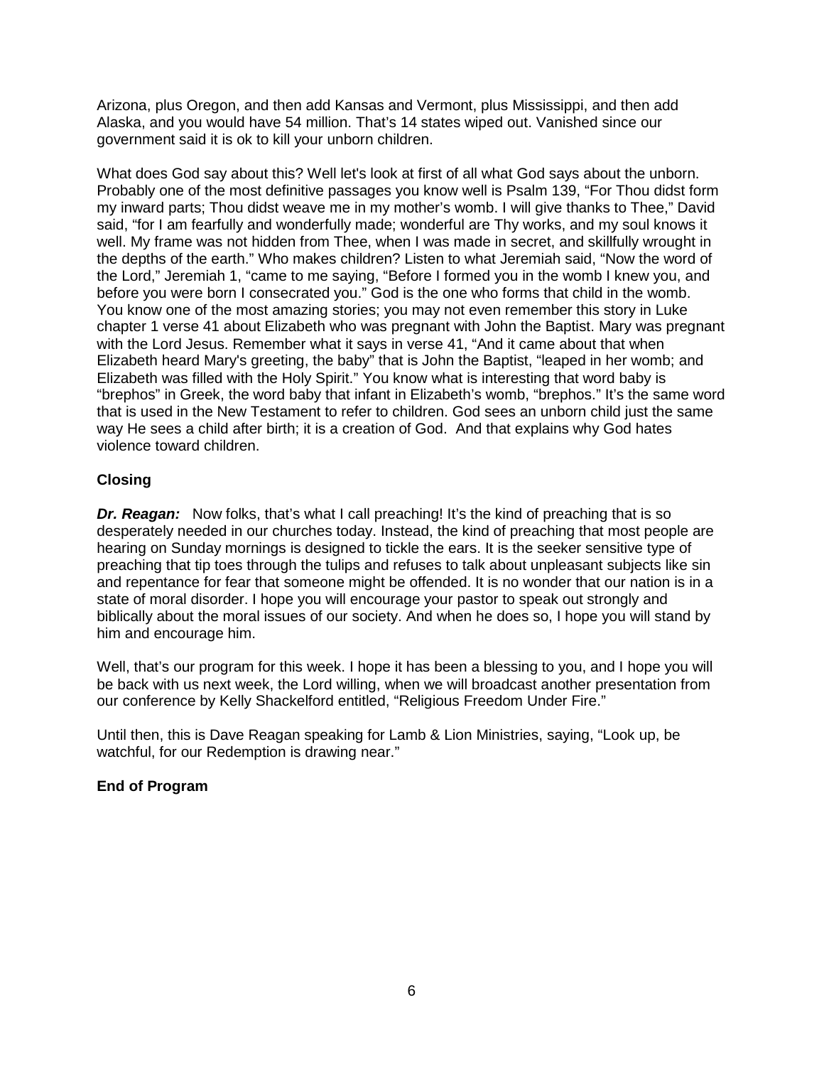Arizona, plus Oregon, and then add Kansas and Vermont, plus Mississippi, and then add Alaska, and you would have 54 million. That's 14 states wiped out. Vanished since our government said it is ok to kill your unborn children.

What does God say about this? Well let's look at first of all what God says about the unborn. Probably one of the most definitive passages you know well is Psalm 139, "For Thou didst form my inward parts; Thou didst weave me in my mother's womb. I will give thanks to Thee," David said, "for I am fearfully and wonderfully made; wonderful are Thy works, and my soul knows it well. My frame was not hidden from Thee, when I was made in secret, and skillfully wrought in the depths of the earth." Who makes children? Listen to what Jeremiah said, "Now the word of the Lord," Jeremiah 1, "came to me saying, "Before I formed you in the womb I knew you, and before you were born I consecrated you." God is the one who forms that child in the womb. You know one of the most amazing stories; you may not even remember this story in Luke chapter 1 verse 41 about Elizabeth who was pregnant with John the Baptist. Mary was pregnant with the Lord Jesus. Remember what it says in verse 41, "And it came about that when Elizabeth heard Mary's greeting, the baby" that is John the Baptist, "leaped in her womb; and Elizabeth was filled with the Holy Spirit." You know what is interesting that word baby is "brephos" in Greek, the word baby that infant in Elizabeth's womb, "brephos." It's the same word that is used in the New Testament to refer to children. God sees an unborn child just the same way He sees a child after birth; it is a creation of God. And that explains why God hates violence toward children.

**Closing**

***Dr. Reagan:*** Now folks, that's what I call preaching! It's the kind of preaching that is so desperately needed in our churches today. Instead, the kind of preaching that most people are hearing on Sunday mornings is designed to tickle the ears. It is the seeker sensitive type of preaching that tip toes through the tulips and refuses to talk about unpleasant subjects like sin and repentance for fear that someone might be offended. It is no wonder that our nation is in a state of moral disorder. I hope you will encourage your pastor to speak out strongly and biblically about the moral issues of our society. And when he does so, I hope you will stand by him and encourage him.

Well, that's our program for this week. I hope it has been a blessing to you, and I hope you will be back with us next week, the Lord willing, when we will broadcast another presentation from our conference by Kelly Shackelford entitled, "Religious Freedom Under Fire."

Until then, this is Dave Reagan speaking for Lamb & Lion Ministries, saying, "Look up, be watchful, for our Redemption is drawing near."

**End of Program**